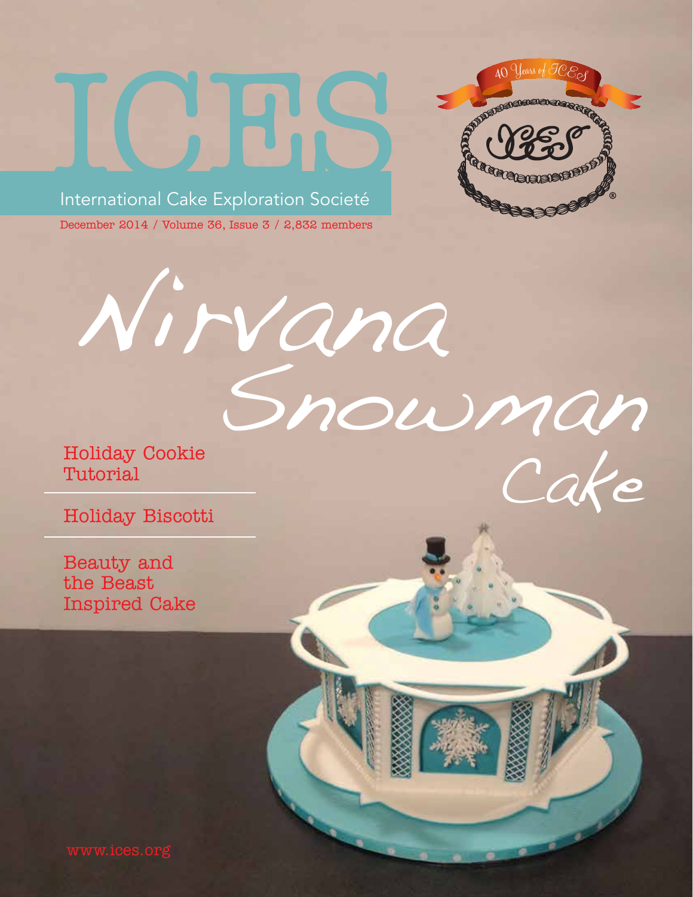# ICES

International Cake Exploration Societé

December 2014 / Volume 36, Issue 3 / 2,832 members

40 Years of ICES

## Nirvana Snowman Cake

Holiday Cookie Tutorial

Holiday Biscotti

Beauty and the Beast Inspired Cake

www.ices.org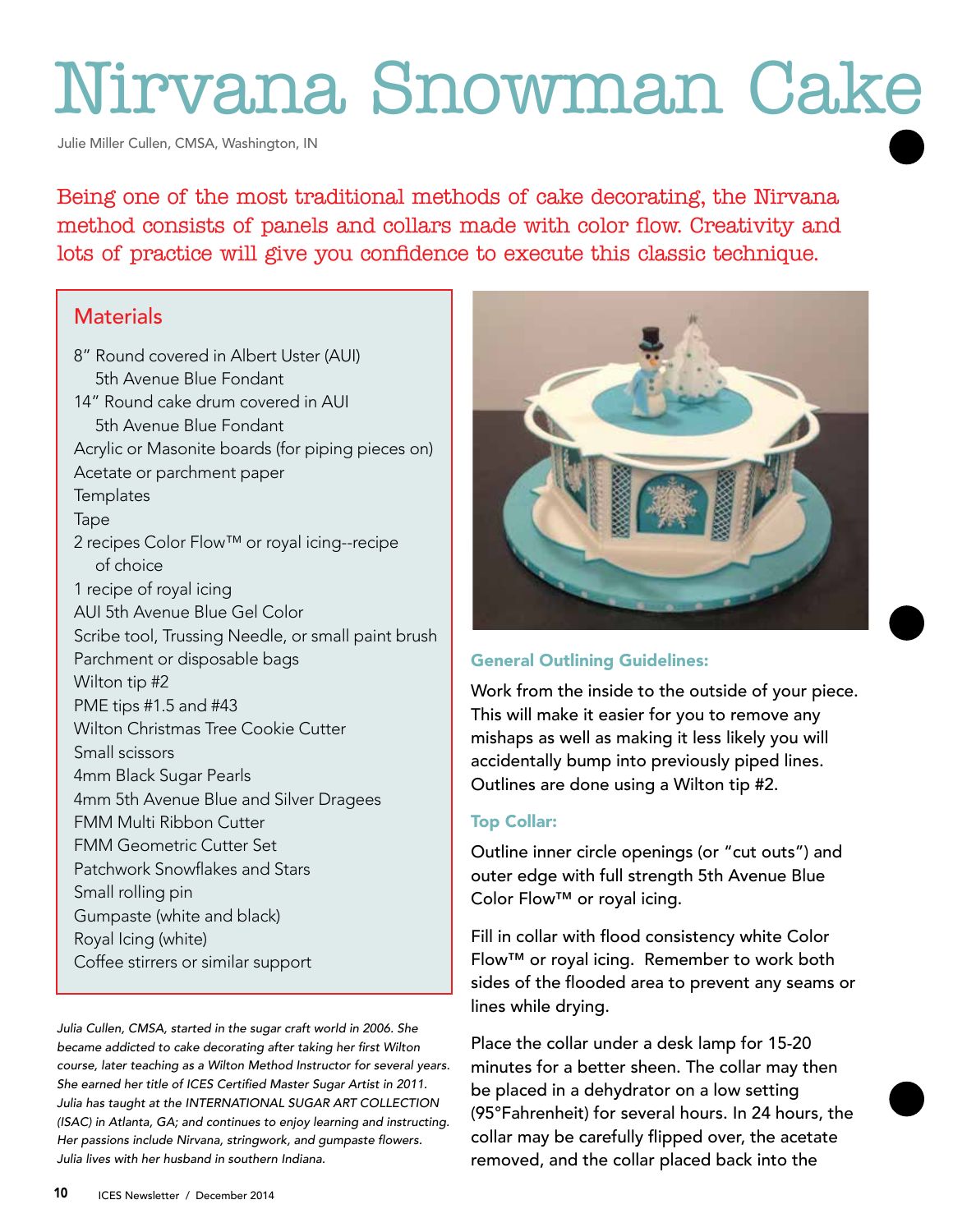# Nirvana Snowman Cake

Julie Miller Cullen, CMSA, Washington, IN

Being one of the most traditional methods of cake decorating, the Nirvana method consists of panels and collars made with color flow. Creativity and lots of practice will give you confidence to execute this classic technique.

## Materials

- 8" Round covered in Albert Uster (AUI) 5th Avenue Blue Fondant
- 14" Round cake drum covered in AUI 5th Avenue Blue Fondant
- Acrylic or Masonite boards (for piping pieces on)
- Acetate or parchment paper
- Templates
- Tape
- 2 recipes Color Flow™ or royal icing--recipe of choice
- 1 recipe of royal icing
- AUI 5th Avenue Blue Gel Color
- Scribe tool, Trussing Needle, or small paint brush
- Parchment or disposable bags
- Wilton tip #2
- PME tips #1.5 and #43
- Wilton Christmas Tree Cookie Cutter
- Small scissors
- 4mm Black Sugar Pearls
- 4mm 5th Avenue Blue and Silver Dragees
- FMM Multi Ribbon Cutter
- FMM Geometric Cutter Set
- Patchwork Snowflakes and Stars
- Small rolling pin
- Gumpaste (white and black)
- Royal Icing (white)
- Coffee stirrers or similar support

*Julia Cullen, CMSA, started in the sugar craft world in 2006. She became addicted to cake decorating after taking her first Wilton course, later teaching as a Wilton Method Instructor for several years. She earned her title of ICES Certified Master Sugar Artist in 2011. Julia has taught at the INTERNATIONAL SUGAR ART COLLECTION (ISAC) in Atlanta, GA; and continues to enjoy learning and instructing. Her passions include Nirvana, stringwork, and gumpaste flowers. Julia lives with her husband in southern Indiana.*

### General Outlining Guidelines:

Work from the inside to the outside of your piece. This will make it easier for you to remove any mishaps as well as making it less likely you will accidentally bump into previously piped lines. Outlines are done using a Wilton tip #2.

### Top Collar:

Outline inner circle openings (or "cut outs") and outer edge with full strength 5th Avenue Blue Color Flow™ or royal icing.

Fill in collar with flood consistency white Color Flow™ or royal icing. Remember to work both sides of the flooded area to prevent any seams or lines while drying.

Place the collar under a desk lamp for 15-20 minutes for a better sheen. The collar may then be placed in a dehydrator on a low setting (95°Fahrenheit) for several hours. In 24 hours, the collar may be carefully flipped over, the acetate removed, and the collar placed back into the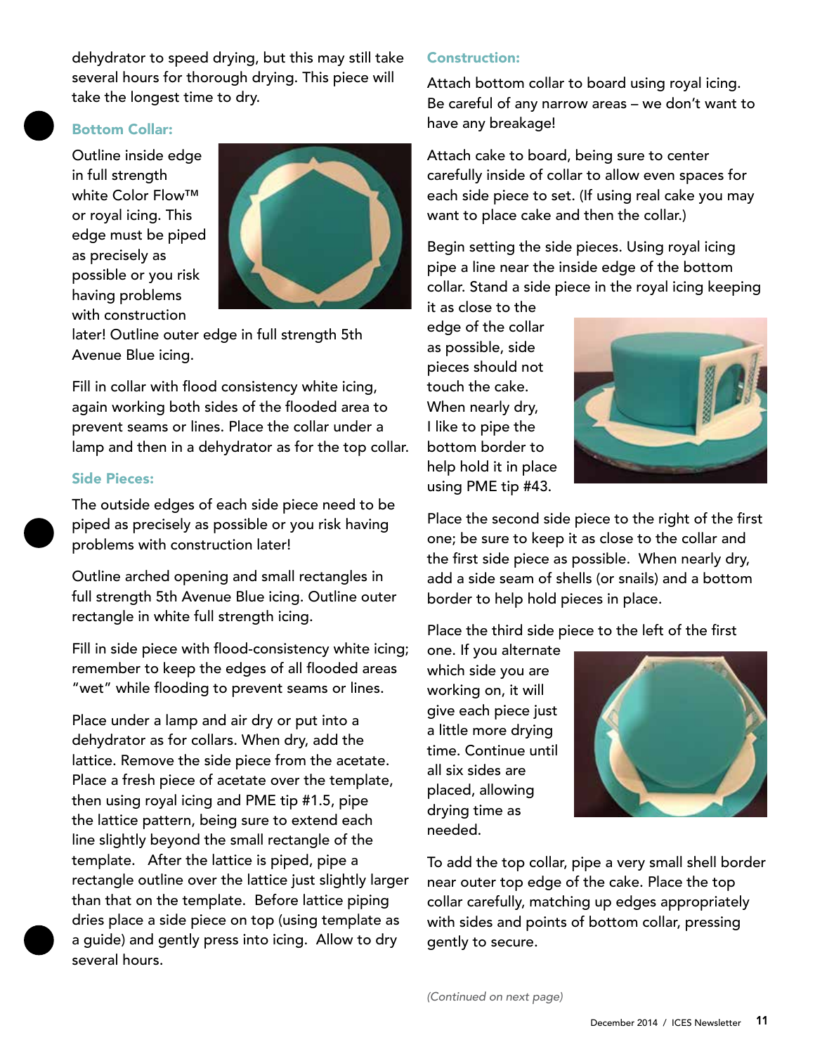dehydrator to speed drying, but this may still take several hours for thorough drying. This piece will take the longest time to dry.

### Bottom Collar:

Outline inside edge in full strength white Color Flow™ or royal icing. This edge must be piped as precisely as possible or you risk having problems with construction later! Outline outer edge in full strength 5th Avenue Blue icing.

Fill in collar with flood consistency white icing, again working both sides of the flooded area to prevent seams or lines. Place the collar under a lamp and then in a dehydrator as for the top collar.

### Side Pieces:

The outside edges of each side piece need to be piped as precisely as possible or you risk having problems with construction later!

Outline arched opening and small rectangles in full strength 5th Avenue Blue icing. Outline outer rectangle in white full strength icing.

Fill in side piece with flood-consistency white icing; remember to keep the edges of all flooded areas "wet" while flooding to prevent seams or lines.

Place under a lamp and air dry or put into a dehydrator as for collars. When dry, add the lattice. Remove the side piece from the acetate. Place a fresh piece of acetate over the template, then using royal icing and PME tip #1.5, pipe the lattice pattern, being sure to extend each line slightly beyond the small rectangle of the template. After the lattice is piped, pipe a rectangle outline over the lattice just slightly larger than that on the template. Before lattice piping dries place a side piece on top (using template as a guide) and gently press into icing. Allow to dry several hours.

### Construction:

Attach bottom collar to board using royal icing. Be careful of any narrow areas – we don't want to have any breakage!

Attach cake to board, being sure to center carefully inside of collar to allow even spaces for each side piece to set. (If using real cake you may want to place cake and then the collar.)

Begin setting the side pieces. Using royal icing pipe a line near the inside edge of the bottom collar. Stand a side piece in the royal icing keeping it as close to the edge of the collar as possible, side pieces should not touch the cake. When nearly dry, I like to pipe the bottom border to help hold it in place using PME tip #43.

Place the second side piece to the right of the first one; be sure to keep it as close to the collar and the first side piece as possible. When nearly dry, add a side seam of shells (or snails) and a bottom border to help hold pieces in place.

Place the third side piece to the left of the first one. If you alternate which side you are working on, it will give each piece just a little more drying time. Continue until all six sides are placed, allowing drying time as needed.

To add the top collar, pipe a very small shell border near outer top edge of the cake. Place the top collar carefully, matching up edges appropriately with sides and points of bottom collar, pressing gently to secure.

*(Continued on next page)*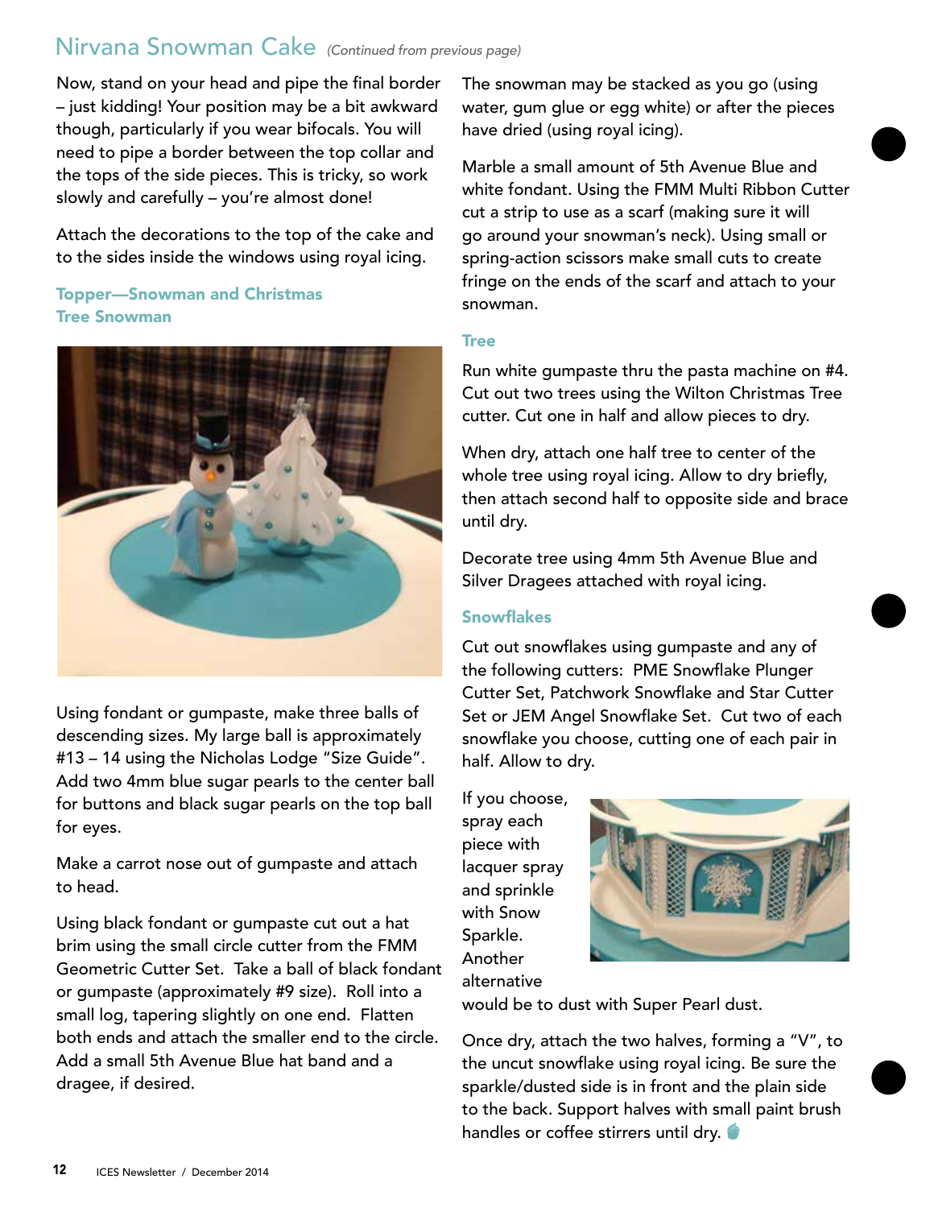## Nirvana Snowman Cake *(Continued from previous page)*

Now, stand on your head and pipe the final border – just kidding! Your position may be a bit awkward though, particularly if you wear bifocals. You will need to pipe a border between the top collar and the tops of the side pieces. This is tricky, so work slowly and carefully – you're almost done!

Attach the decorations to the top of the cake and to the sides inside the windows using royal icing.

### Topper—Snowman and Christmas Tree Snowman

Using fondant or gumpaste, make three balls of descending sizes. My large ball is approximately #13 – 14 using the Nicholas Lodge "Size Guide". Add two 4mm blue sugar pearls to the center ball for buttons and black sugar pearls on the top ball for eyes.

Make a carrot nose out of gumpaste and attach to head.

Using black fondant or gumpaste cut out a hat brim using the small circle cutter from the FMM Geometric Cutter Set. Take a ball of black fondant or gumpaste (approximately #9 size). Roll into a small log, tapering slightly on one end. Flatten both ends and attach the smaller end to the circle. Add a small 5th Avenue Blue hat band and a dragee, if desired.

The snowman may be stacked as you go (using water, gum glue or egg white) or after the pieces have dried (using royal icing).

Marble a small amount of 5th Avenue Blue and white fondant. Using the FMM Multi Ribbon Cutter cut a strip to use as a scarf (making sure it will go around your snowman's neck). Using small or spring-action scissors make small cuts to create fringe on the ends of the scarf and attach to your snowman.

### Tree

Run white gumpaste thru the pasta machine on #4. Cut out two trees using the Wilton Christmas Tree cutter. Cut one in half and allow pieces to dry.

When dry, attach one half tree to center of the whole tree using royal icing. Allow to dry briefly, then attach second half to opposite side and brace until dry.

Decorate tree using 4mm 5th Avenue Blue and Silver Dragees attached with royal icing.

### Snowflakes

Cut out snowflakes using gumpaste and any of the following cutters: PME Snowflake Plunger Cutter Set, Patchwork Snowflake and Star Cutter Set or JEM Angel Snowflake Set. Cut two of each snowflake you choose, cutting one of each pair in half. Allow to dry.

If you choose, spray each piece with lacquer spray and sprinkle with Snow Sparkle. Another alternative would be to dust with Super Pearl dust.

Once dry, attach the two halves, forming a "V", to the uncut snowflake using royal icing. Be sure the sparkle/dusted side is in front and the plain side to the back. Support halves with small paint brush handles or coffee stirrers until dry.